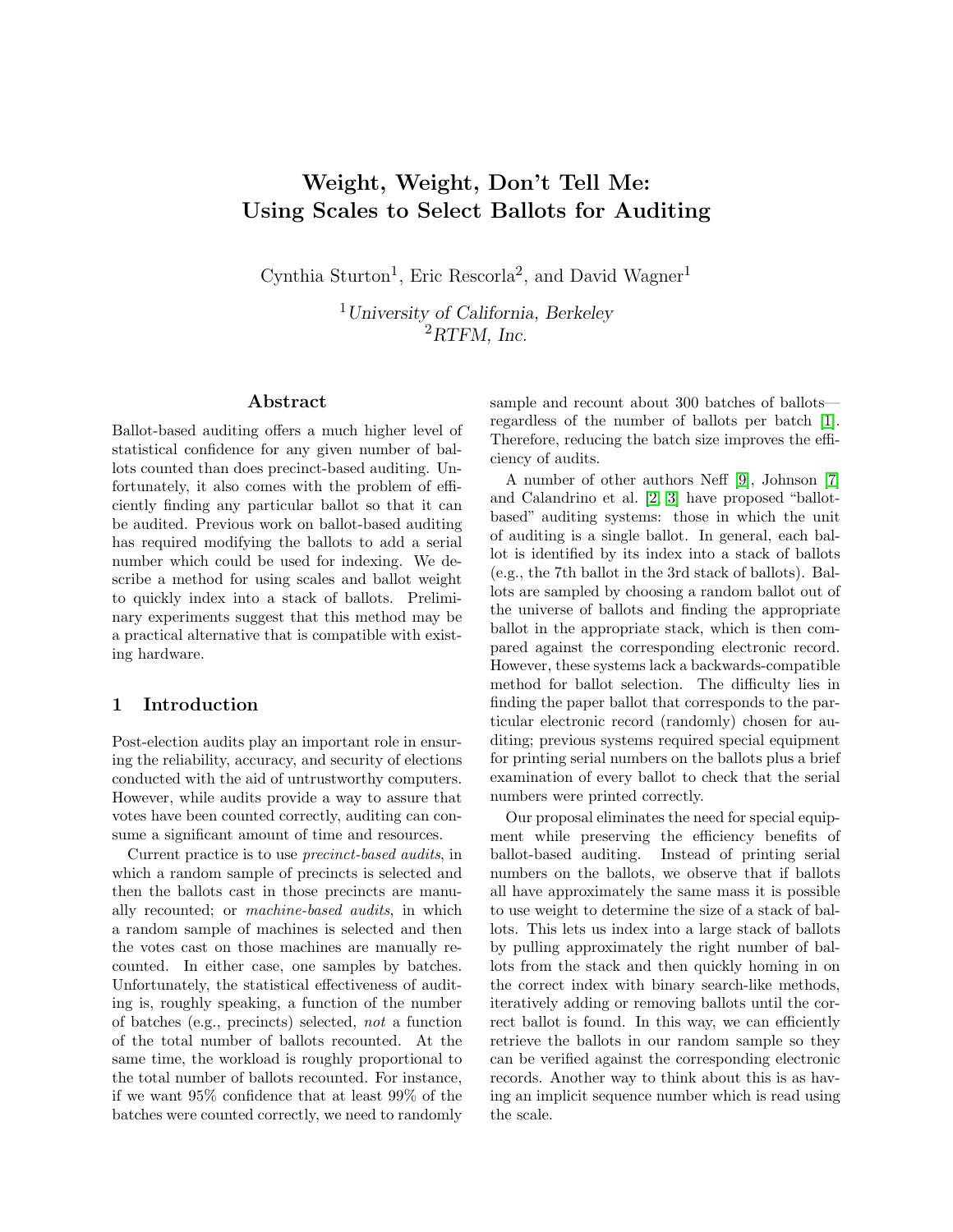# Weight, Weight, Don't Tell Me: Using Scales to Select Ballots for Auditing

Cynthia Sturton[1], Eric Rescorla[2], and David Wagner[1]

[1]*University of California, Berkeley*
[2]*RTFM, Inc.*

## Abstract

Ballot-based auditing offers a much higher level of statistical confidence for any given number of ballots counted than does precinct-based auditing. Unfortunately, it also comes with the problem of efficiently finding any particular ballot so that it can be audited. Previous work on ballot-based auditing has required modifying the ballots to add a serial number which could be used for indexing. We describe a method for using scales and ballot weight to quickly index into a stack of ballots. Preliminary experiments suggest that this method may be a practical alternative that is compatible with existing hardware.

## 1 Introduction

Post-election audits play an important role in ensuring the reliability, accuracy, and security of elections conducted with the aid of untrustworthy computers. However, while audits provide a way to assure that votes have been counted correctly, auditing can consume a significant amount of time and resources.

Current practice is to use *precinct-based audits*, in which a random sample of precincts is selected and then the ballots cast in those precincts are manually recounted; or *machine-based audits*, in which a random sample of machines is selected and then the votes cast on those machines are manually recounted. In either case, one samples by batches. Unfortunately, the statistical effectiveness of auditing is, roughly speaking, a function of the number of batches (e.g., precincts) selected, *not* a function of the total number of ballots recounted. At the same time, the workload is roughly proportional to the total number of ballots recounted. For instance, if we want 95% confidence that at least 99% of the batches were counted correctly, we need to randomly sample and recount about 300 batches of ballots—regardless of the number of ballots per batch [1]. Therefore, reducing the batch size improves the efficiency of audits.

A number of other authors Neff [9], Johnson [7] and Calandrino et al. [2] [3] have proposed "ballot-based" auditing systems: those in which the unit of auditing is a single ballot. In general, each ballot is identified by its index into a stack of ballots (e.g., the 7th ballot in the 3rd stack of ballots). Ballots are sampled by choosing a random ballot out of the universe of ballots and finding the appropriate ballot in the appropriate stack, which is then compared against the corresponding electronic record. However, these systems lack a backwards-compatible method for ballot selection. The difficulty lies in finding the paper ballot that corresponds to the particular electronic record (randomly) chosen for auditing; previous systems required special equipment for printing serial numbers on the ballots plus a brief examination of every ballot to check that the serial numbers were printed correctly.

Our proposal eliminates the need for special equipment while preserving the efficiency benefits of ballot-based auditing. Instead of printing serial numbers on the ballots, we observe that if ballots all have approximately the same mass it is possible to use weight to determine the size of a stack of ballots. This lets us index into a large stack of ballots by pulling approximately the right number of ballots from the stack and then quickly homing in on the correct index with binary search-like methods, iteratively adding or removing ballots until the correct ballot is found. In this way, we can efficiently retrieve the ballots in our random sample so they can be verified against the corresponding electronic records. Another way to think about this is as having an implicit sequence number which is read using the scale.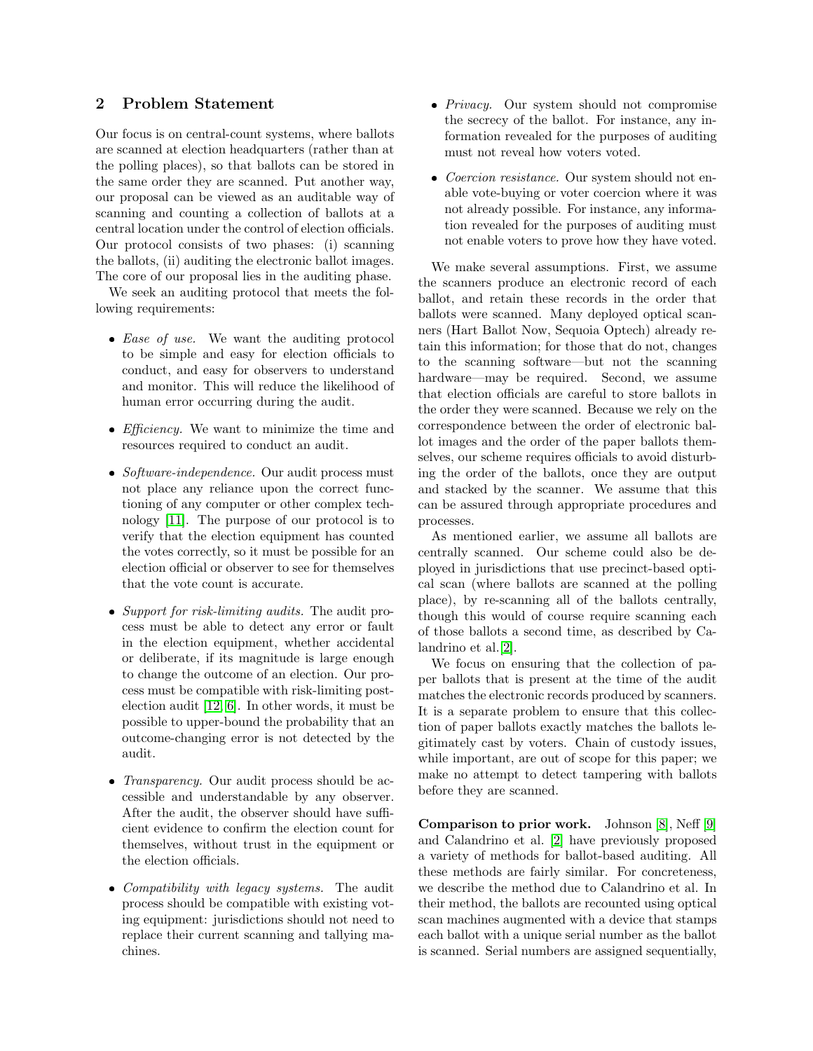## 2 Problem Statement

Our focus is on central-count systems, where ballots are scanned at election headquarters (rather than at the polling places), so that ballots can be stored in the same order they are scanned. Put another way, our proposal can be viewed as an auditable way of scanning and counting a collection of ballots at a central location under the control of election officials. Our protocol consists of two phases: (i) scanning the ballots, (ii) auditing the electronic ballot images. The core of our proposal lies in the auditing phase.

We seek an auditing protocol that meets the following requirements:

- *Ease of use.* We want the auditing protocol to be simple and easy for election officials to conduct, and easy for observers to understand and monitor. This will reduce the likelihood of human error occurring during the audit.
- *Efficiency.* We want to minimize the time and resources required to conduct an audit.
- *Software-independence.* Our audit process must not place any reliance upon the correct functioning of any computer or other complex technology [11]. The purpose of our protocol is to verify that the election equipment has counted the votes correctly, so it must be possible for an election official or observer to see for themselves that the vote count is accurate.
- *Support for risk-limiting audits.* The audit process must be able to detect any error or fault in the election equipment, whether accidental or deliberate, if its magnitude is large enough to change the outcome of an election. Our process must be compatible with risk-limiting post-election audit [12, 6]. In other words, it must be possible to upper-bound the probability that an outcome-changing error is not detected by the audit.
- *Transparency.* Our audit process should be accessible and understandable by any observer. After the audit, the observer should have sufficient evidence to confirm the election count for themselves, without trust in the equipment or the election officials.
- *Compatibility with legacy systems.* The audit process should be compatible with existing voting equipment: jurisdictions should not need to replace their current scanning and tallying machines.
- *Privacy.* Our system should not compromise the secrecy of the ballot. For instance, any information revealed for the purposes of auditing must not reveal how voters voted.
- *Coercion resistance.* Our system should not enable vote-buying or voter coercion where it was not already possible. For instance, any information revealed for the purposes of auditing must not enable voters to prove how they have voted.

We make several assumptions. First, we assume the scanners produce an electronic record of each ballot, and retain these records in the order that ballots were scanned. Many deployed optical scanners (Hart Ballot Now, Sequoia Optech) already retain this information; for those that do not, changes to the scanning software—but not the scanning hardware—may be required. Second, we assume that election officials are careful to store ballots in the order they were scanned. Because we rely on the correspondence between the order of electronic ballot images and the order of the paper ballots themselves, our scheme requires officials to avoid disturbing the order of the ballots, once they are output and stacked by the scanner. We assume that this can be assured through appropriate procedures and processes.

As mentioned earlier, we assume all ballots are centrally scanned. Our scheme could also be deployed in jurisdictions that use precinct-based optical scan (where ballots are scanned at the polling place), by re-scanning all of the ballots centrally, though this would of course require scanning each of those ballots a second time, as described by Calandrino et al. [2].

We focus on ensuring that the collection of paper ballots that is present at the time of the audit matches the electronic records produced by scanners. It is a separate problem to ensure that this collection of paper ballots exactly matches the ballots legitimately cast by voters. Chain of custody issues, while important, are out of scope for this paper; we make no attempt to detect tampering with ballots before they are scanned.

**Comparison to prior work.** Johnson [8], Neff [9] and Calandrino et al. [2] have previously proposed a variety of methods for ballot-based auditing. All these methods are fairly similar. For concreteness, we describe the method due to Calandrino et al. In their method, the ballots are recounted using optical scan machines augmented with a device that stamps each ballot with a unique serial number as the ballot is scanned. Serial numbers are assigned sequentially,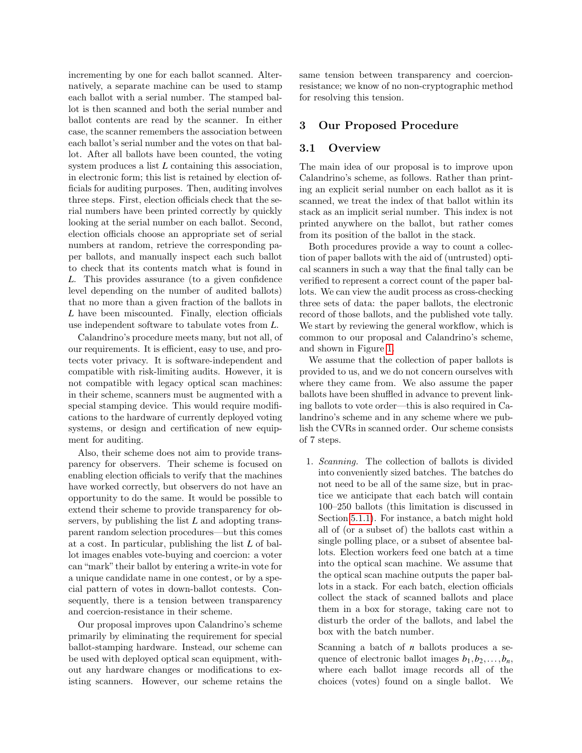incrementing by one for each ballot scanned. Alternatively, a separate machine can be used to stamp each ballot with a serial number. The stamped ballot is then scanned and both the serial number and ballot contents are read by the scanner. In either case, the scanner remembers the association between each ballot's serial number and the votes on that ballot. After all ballots have been counted, the voting system produces a list $L$ containing this association, in electronic form; this list is retained by election officials for auditing purposes. Then, auditing involves three steps. First, election officials check that the serial numbers have been printed correctly by quickly looking at the serial number on each ballot. Second, election officials choose an appropriate set of serial numbers at random, retrieve the corresponding paper ballots, and manually inspect each such ballot to check that its contents match what is found in $L$. This provides assurance (to a given confidence level depending on the number of audited ballots) that no more than a given fraction of the ballots in $L$ have been miscounted. Finally, election officials use independent software to tabulate votes from $L$.

Calandrino's procedure meets many, but not all, of our requirements. It is efficient, easy to use, and protects voter privacy. It is software-independent and compatible with risk-limiting audits. However, it is not compatible with legacy optical scan machines: in their scheme, scanners must be augmented with a special stamping device. This would require modifications to the hardware of currently deployed voting systems, or design and certification of new equipment for auditing.

Also, their scheme does not aim to provide transparency for observers. Their scheme is focused on enabling election officials to verify that the machines have worked correctly, but observers do not have an opportunity to do the same. It would be possible to extend their scheme to provide transparency for observers, by publishing the list $L$ and adopting transparent random selection procedures—but this comes at a cost. In particular, publishing the list $L$ of ballot images enables vote-buying and coercion: a voter can "mark" their ballot by entering a write-in vote for a unique candidate name in one contest, or by a special pattern of votes in down-ballot contests. Consequently, there is a tension between transparency and coercion-resistance in their scheme.

Our proposal improves upon Calandrino's scheme primarily by eliminating the requirement for special ballot-stamping hardware. Instead, our scheme can be used with deployed optical scan equipment, without any hardware changes or modifications to existing scanners. However, our scheme retains the same tension between transparency and coercion-resistance; we know of no non-cryptographic method for resolving this tension.

## 3 Our Proposed Procedure

### 3.1 Overview

The main idea of our proposal is to improve upon Calandrino's scheme, as follows. Rather than printing an explicit serial number on each ballot as it is scanned, we treat the index of that ballot within its stack as an implicit serial number. This index is not printed anywhere on the ballot, but rather comes from its position of the ballot in the stack.

Both procedures provide a way to count a collection of paper ballots with the aid of (untrusted) optical scanners in such a way that the final tally can be verified to represent a correct count of the paper ballots. We can view the audit process as cross-checking three sets of data: the paper ballots, the electronic record of those ballots, and the published vote tally. We start by reviewing the general workflow, which is common to our proposal and Calandrino's scheme, and shown in Figure 1.

We assume that the collection of paper ballots is provided to us, and we do not concern ourselves with where they came from. We also assume the paper ballots have been shuffled in advance to prevent linking ballots to vote order—this is also required in Calandrino's scheme and in any scheme where we publish the CVRs in scanned order. Our scheme consists of 7 steps.

1. *Scanning.* The collection of ballots is divided into conveniently sized batches. The batches do not need to be all of the same size, but in practice we anticipate that each batch will contain 100–250 ballots (this limitation is discussed in Section 5.1.1). For instance, a batch might hold all of (or a subset of) the ballots cast within a single polling place, or a subset of absentee ballots. Election workers feed one batch at a time into the optical scan machine. We assume that the optical scan machine outputs the paper ballots in a stack. For each batch, election officials collect the stack of scanned ballots and place them in a box for storage, taking care not to disturb the order of the ballots, and label the box with the batch number.

   Scanning a batch of $n$ ballots produces a sequence of electronic ballot images $b_1, b_2, \ldots, b_n$, where each ballot image records all of the choices (votes) found on a single ballot. We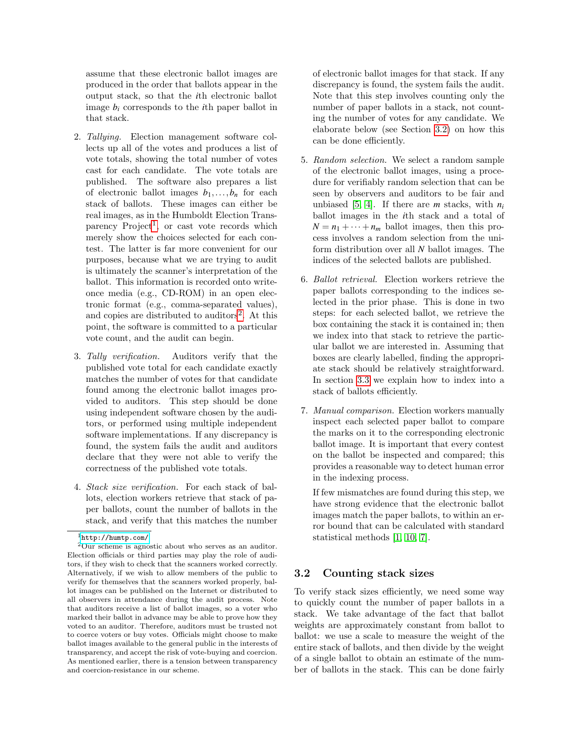assume that these electronic ballot images are produced in the order that ballots appear in the output stack, so that the $i$th electronic ballot image $b_i$ corresponds to the $i$th paper ballot in that stack.

2. *Tallying.* Election management software collects up all of the votes and produces a list of vote totals, showing the total number of votes cast for each candidate. The vote totals are published. The software also prepares a list of electronic ballot images $b_1, \ldots, b_n$ for each stack of ballots. These images can either be real images, as in the Humboldt Election Transparency Project[1], or cast vote records which merely show the choices selected for each contest. The latter is far more convenient for our purposes, because what we are trying to audit is ultimately the scanner's interpretation of the ballot. This information is recorded onto write-once media (e.g., CD-ROM) in an open electronic format (e.g., comma-separated values), and copies are distributed to auditors[2]. At this point, the software is committed to a particular vote count, and the audit can begin.

3. *Tally verification.* Auditors verify that the published vote total for each candidate exactly matches the number of votes for that candidate found among the electronic ballot images provided to auditors. This step should be done using independent software chosen by the auditors, or performed using multiple independent software implementations. If any discrepancy is found, the system fails the audit and auditors declare that they were not able to verify the correctness of the published vote totals.

4. *Stack size verification.* For each stack of ballots, election workers retrieve that stack of paper ballots, count the number of ballots in the stack, and verify that this matches the number of electronic ballot images for that stack. If any discrepancy is found, the system fails the audit. Note that this step involves counting only the number of paper ballots in a stack, not counting the number of votes for any candidate. We elaborate below (see Section 3.2) on how this can be done efficiently.

5. *Random selection.* We select a random sample of the electronic ballot images, using a procedure for verifiably random selection that can be seen by observers and auditors to be fair and unbiased [5, 4]. If there are $m$ stacks, with $n_i$ ballot images in the $i$th stack and a total of $N = n_1 + \cdots + n_m$ ballot images, then this process involves a random selection from the uniform distribution over all $N$ ballot images. The indices of the selected ballots are published.

6. *Ballot retrieval.* Election workers retrieve the paper ballots corresponding to the indices selected in the prior phase. This is done in two steps: for each selected ballot, we retrieve the box containing the stack it is contained in; then we index into that stack to retrieve the particular ballot we are interested in. Assuming that boxes are clearly labelled, finding the appropriate stack should be relatively straightforward. In section 3.3 we explain how to index into a stack of ballots efficiently.

7. *Manual comparison.* Election workers manually inspect each selected paper ballot to compare the marks on it to the corresponding electronic ballot image. It is important that every contest on the ballot be inspected and compared; this provides a reasonable way to detect human error in the indexing process.

   If few mismatches are found during this step, we have strong evidence that the electronic ballot images match the paper ballots, to within an error bound that can be calculated with standard statistical methods [1, 10, 7].

## 3.2 Counting stack sizes

To verify stack sizes efficiently, we need some way to quickly count the number of paper ballots in a stack. We take advantage of the fact that ballot weights are approximately constant from ballot to ballot: we use a scale to measure the weight of the entire stack of ballots, and then divide by the weight of a single ballot to obtain an estimate of the number of ballots in the stack. This can be done fairly

[1] http://humtp.com/

[2] Our scheme is agnostic about who serves as an auditor. Election officials or third parties may play the role of auditors, if they wish to check that the scanners worked correctly. Alternatively, if we wish to allow members of the public to verify for themselves that the scanners worked properly, ballot images can be published on the Internet or distributed to all observers in attendance during the audit process. Note that auditors receive a list of ballot images, so a voter who marked their ballot in advance may be able to prove how they voted to an auditor. Therefore, auditors must be trusted not to coerce voters or buy votes. Officials might choose to make ballot images available to the general public in the interests of transparency, and accept the risk of vote-buying and coercion. As mentioned earlier, there is a tension between transparency and coercion-resistance in our scheme.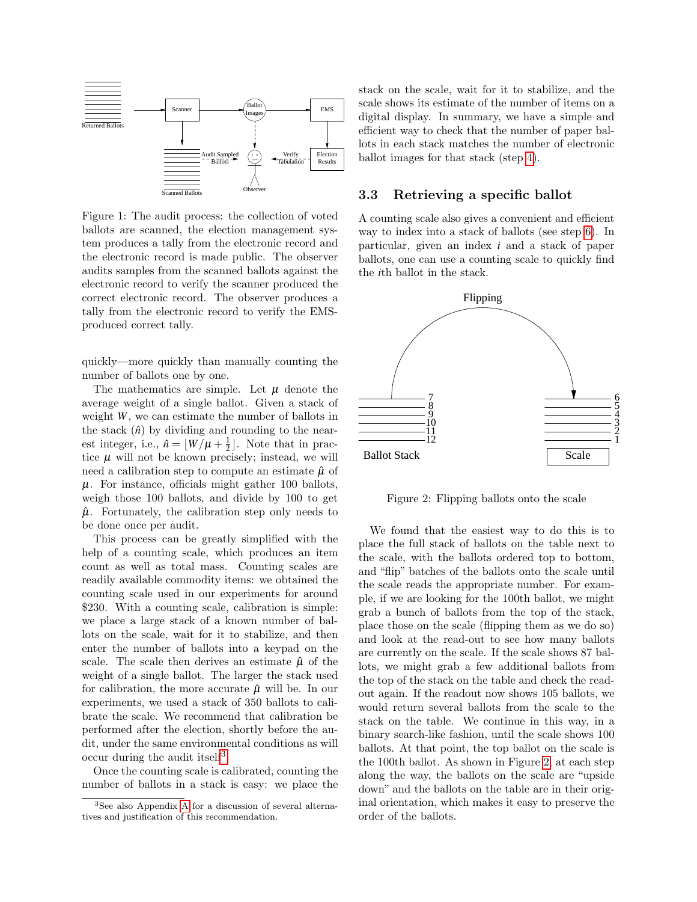Figure 1: The audit process: the collection of voted ballots are scanned, the election management system produces a tally from the electronic record and the electronic record is made public. The observer audits samples from the scanned ballots against the electronic record to verify the scanner produced the correct electronic record. The observer produces a tally from the electronic record to verify the EMS-produced correct tally.

quickly—more quickly than manually counting the number of ballots one by one.

The mathematics are simple. Let $\mu$ denote the average weight of a single ballot. Given a stack of weight $W$, we can estimate the number of ballots in the stack ($\hat{n}$) by dividing and rounding to the nearest integer, i.e., $\hat{n} = \lfloor W/\mu + \frac{1}{2} \rfloor$. Note that in practice $\mu$ will not be known precisely; instead, we will need a calibration step to compute an estimate $\hat{\mu}$ of $\mu$. For instance, officials might gather 100 ballots, weigh those 100 ballots, and divide by 100 to get $\hat{\mu}$. Fortunately, the calibration step only needs to be done once per audit.

This process can be greatly simplified with the help of a counting scale, which produces an item count as well as total mass. Counting scales are readily available commodity items: we obtained the counting scale used in our experiments for around \$230. With a counting scale, calibration is simple: we place a large stack of a known number of ballots on the scale, wait for it to stabilize, and then enter the number of ballots into a keypad on the scale. The scale then derives an estimate $\hat{\mu}$ of the weight of a single ballot. The larger the stack used for calibration, the more accurate $\hat{\mu}$ will be. In our experiments, we used a stack of 350 ballots to calibrate the scale. We recommend that calibration be performed after the election, shortly before the audit, under the same environmental conditions as will occur during the audit itself[3].

Once the counting scale is calibrated, counting the number of ballots in a stack is easy: we place the stack on the scale, wait for it to stabilize, and the scale shows its estimate of the number of items on a digital display. In summary, we have a simple and efficient way to check that the number of paper ballots in each stack matches the number of electronic ballot images for that stack (step 4).

### 3.3 Retrieving a specific ballot

A counting scale also gives a convenient and efficient way to index into a stack of ballots (see step 6). In particular, given an index $i$ and a stack of paper ballots, one can use a counting scale to quickly find the $i$th ballot in the stack.

Figure 2: Flipping ballots onto the scale

We found that the easiest way to do this is to place the full stack of ballots on the table next to the scale, with the ballots ordered top to bottom, and "flip" batches of the ballots onto the scale until the scale reads the appropriate number. For example, if we are looking for the 100th ballot, we might grab a bunch of ballots from the top of the stack, place those on the scale (flipping them as we do so) and look at the read-out to see how many ballots are currently on the scale. If the scale shows 87 ballots, we might grab a few additional ballots from the top of the stack on the table and check the readout again. If the readout now shows 105 ballots, we would return several ballots from the scale to the stack on the table. We continue in this way, in a binary search-like fashion, until the scale shows 100 ballots. At that point, the top ballot on the scale is the 100th ballot. As shown in Figure 2, at each step along the way, the ballots on the scale are "upside down" and the ballots on the table are in their original orientation, which makes it easy to preserve the order of the ballots.

[3] See also Appendix A for a discussion of several alternatives and justification of this recommendation.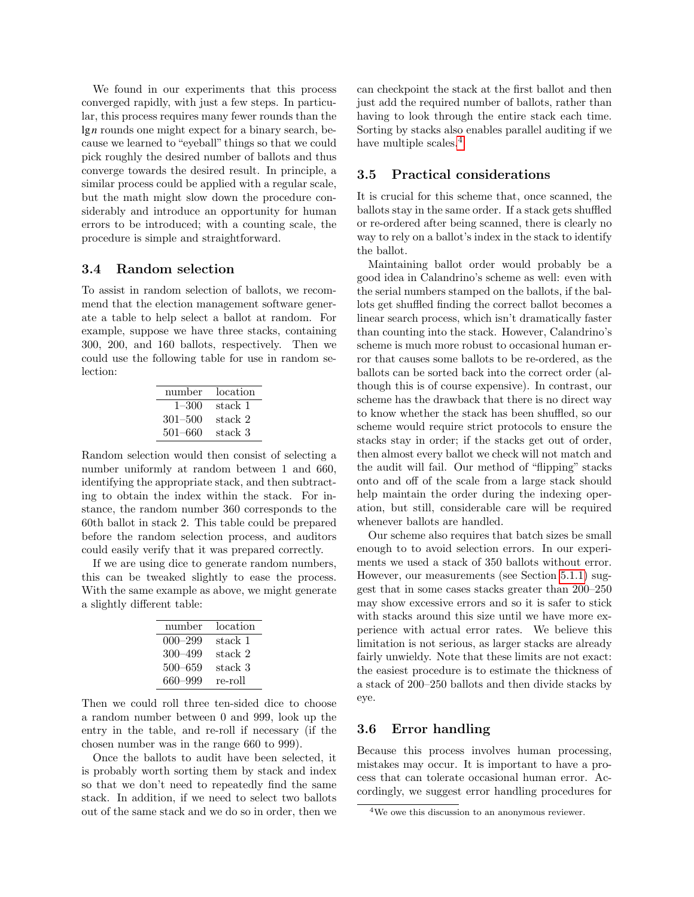We found in our experiments that this process converged rapidly, with just a few steps. In particular, this process requires many fewer rounds than the $\lg n$ rounds one might expect for a binary search, because we learned to "eyeball" things so that we could pick roughly the desired number of ballots and thus converge towards the desired result. In principle, a similar process could be applied with a regular scale, but the math might slow down the procedure considerably and introduce an opportunity for human errors to be introduced; with a counting scale, the procedure is simple and straightforward.

### 3.4 Random selection

To assist in random selection of ballots, we recommend that the election management software generate a table to help select a ballot at random. For example, suppose we have three stacks, containing 300, 200, and 160 ballots, respectively. Then we could use the following table for use in random selection:

| number | location |
|---|---|
| 1–300 | stack 1 |
| 301–500 | stack 2 |
| 501–660 | stack 3 |

Random selection would then consist of selecting a number uniformly at random between 1 and 660, identifying the appropriate stack, and then subtracting to obtain the index within the stack. For instance, the random number 360 corresponds to the 60th ballot in stack 2. This table could be prepared before the random selection process, and auditors could easily verify that it was prepared correctly.

If we are using dice to generate random numbers, this can be tweaked slightly to ease the process. With the same example as above, we might generate a slightly different table:

| number | location |
|---|---|
| 000–299 | stack 1 |
| 300–499 | stack 2 |
| 500–659 | stack 3 |
| 660–999 | re-roll |

Then we could roll three ten-sided dice to choose a random number between 0 and 999, look up the entry in the table, and re-roll if necessary (if the chosen number was in the range 660 to 999).

Once the ballots to audit have been selected, it is probably worth sorting them by stack and index so that we don't need to repeatedly find the same stack. In addition, if we need to select two ballots out of the same stack and we do so in order, then we can checkpoint the stack at the first ballot and then just add the required number of ballots, rather than having to look through the entire stack each time. Sorting by stacks also enables parallel auditing if we have multiple scales.[4]

### 3.5 Practical considerations

It is crucial for this scheme that, once scanned, the ballots stay in the same order. If a stack gets shuffled or re-ordered after being scanned, there is clearly no way to rely on a ballot's index in the stack to identify the ballot.

Maintaining ballot order would probably be a good idea in Calandrino's scheme as well: even with the serial numbers stamped on the ballots, if the ballots get shuffled finding the correct ballot becomes a linear search process, which isn't dramatically faster than counting into the stack. However, Calandrino's scheme is much more robust to occasional human error that causes some ballots to be re-ordered, as the ballots can be sorted back into the correct order (although this is of course expensive). In contrast, our scheme has the drawback that there is no direct way to know whether the stack has been shuffled, so our scheme would require strict protocols to ensure the stacks stay in order; if the stacks get out of order, then almost every ballot we check will not match and the audit will fail. Our method of "flipping" stacks onto and off of the scale from a large stack should help maintain the order during the indexing operation, but still, considerable care will be required whenever ballots are handled.

Our scheme also requires that batch sizes be small enough to to avoid selection errors. In our experiments we used a stack of 350 ballots without error. However, our measurements (see Section 5.1.1) suggest that in some cases stacks greater than 200–250 may show excessive errors and so it is safer to stick with stacks around this size until we have more experience with actual error rates. We believe this limitation is not serious, as larger stacks are already fairly unwieldy. Note that these limits are not exact: the easiest procedure is to estimate the thickness of a stack of 200–250 ballots and then divide stacks by eye.

### 3.6 Error handling

Because this process involves human processing, mistakes may occur. It is important to have a process that can tolerate occasional human error. Accordingly, we suggest error handling procedures for

[4] We owe this discussion to an anonymous reviewer.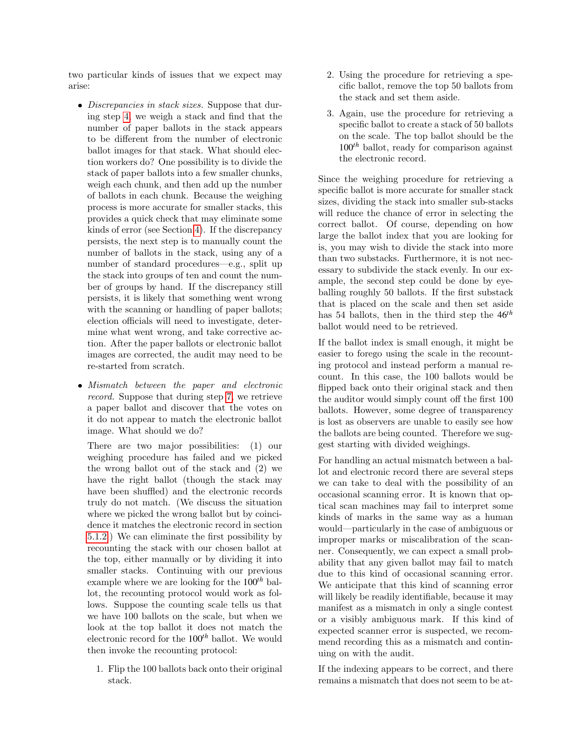two particular kinds of issues that we expect may arise:

- *Discrepancies in stack sizes.* Suppose that during step 4, we weigh a stack and find that the number of paper ballots in the stack appears to be different from the number of electronic ballot images for that stack. What should election workers do? One possibility is to divide the stack of paper ballots into a few smaller chunks, weigh each chunk, and then add up the number of ballots in each chunk. Because the weighing process is more accurate for smaller stacks, this provides a quick check that may eliminate some kinds of error (see Section 4). If the discrepancy persists, the next step is to manually count the number of ballots in the stack, using any of a number of standard procedures—e.g., split up the stack into groups of ten and count the number of groups by hand. If the discrepancy still persists, it is likely that something went wrong with the scanning or handling of paper ballots; election officials will need to investigate, determine what went wrong, and take corrective action. After the paper ballots or electronic ballot images are corrected, the audit may need to be re-started from scratch.

- *Mismatch between the paper and electronic record.* Suppose that during step 7, we retrieve a paper ballot and discover that the votes on it do not appear to match the electronic ballot image. What should we do?

  There are two major possibilities: (1) our weighing procedure has failed and we picked the wrong ballot out of the stack and (2) we have the right ballot (though the stack may have been shuffled) and the electronic records truly do not match. (We discuss the situation where we picked the wrong ballot but by coincidence it matches the electronic record in section 5.1.2.) We can eliminate the first possibility by recounting the stack with our chosen ballot at the top, either manually or by dividing it into smaller stacks. Continuing with our previous example where we are looking for the $100^{th}$ ballot, the recounting protocol would work as follows. Suppose the counting scale tells us that we have 100 ballots on the scale, but when we look at the top ballot it does not match the electronic record for the $100^{th}$ ballot. We would then invoke the recounting protocol:

  1. Flip the 100 ballots back onto their original stack.
  2. Using the procedure for retrieving a specific ballot, remove the top 50 ballots from the stack and set them aside.
  3. Again, use the procedure for retrieving a specific ballot to create a stack of 50 ballots on the scale. The top ballot should be the $100^{th}$ ballot, ready for comparison against the electronic record.

  Since the weighing procedure for retrieving a specific ballot is more accurate for smaller stack sizes, dividing the stack into smaller sub-stacks will reduce the chance of error in selecting the correct ballot. Of course, depending on how large the ballot index that you are looking for is, you may wish to divide the stack into more than two substacks. Furthermore, it is not necessary to subdivide the stack evenly. In our example, the second step could be done by eyeballing roughly 50 ballots. If the first substack that is placed on the scale and then set aside has 54 ballots, then in the third step the $46^{th}$ ballot would need to be retrieved.

  If the ballot index is small enough, it might be easier to forego using the scale in the recounting protocol and instead perform a manual recount. In this case, the 100 ballots would be flipped back onto their original stack and then the auditor would simply count off the first 100 ballots. However, some degree of transparency is lost as observers are unable to easily see how the ballots are being counted. Therefore we suggest starting with divided weighings.

  For handling an actual mismatch between a ballot and electronic record there are several steps we can take to deal with the possibility of an occasional scanning error. It is known that optical scan machines may fail to interpret some kinds of marks in the same way as a human would—particularly in the case of ambiguous or improper marks or miscalibration of the scanner. Consequently, we can expect a small probability that any given ballot may fail to match due to this kind of occasional scanning error. We anticipate that this kind of scanning error will likely be readily identifiable, because it may manifest as a mismatch in only a single contest or a visibly ambiguous mark. If this kind of expected scanner error is suspected, we recommend recording this as a mismatch and continuing on with the audit.

  If the indexing appears to be correct, and there remains a mismatch that does not seem to be at-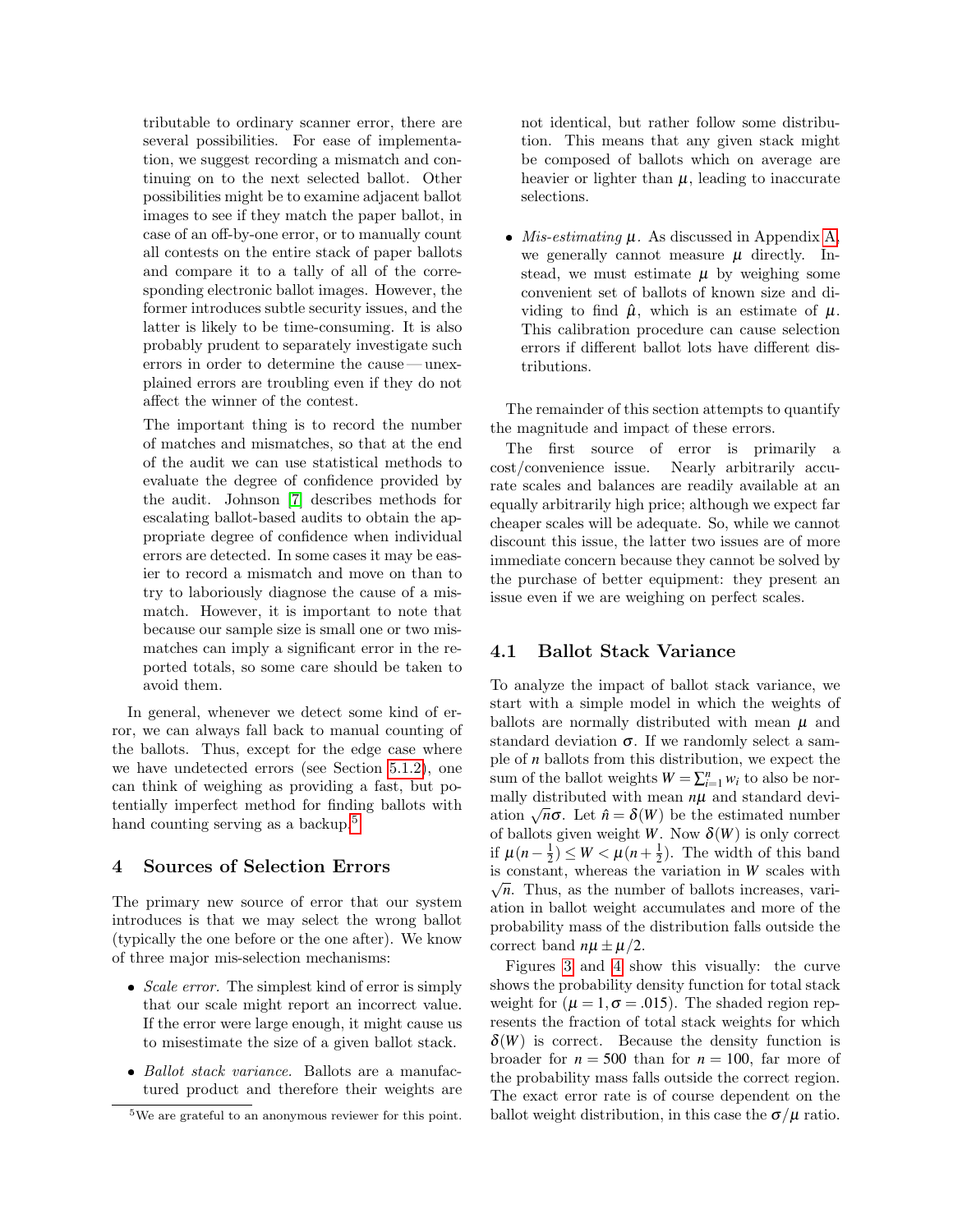tributable to ordinary scanner error, there are several possibilities. For ease of implementation, we suggest recording a mismatch and continuing on to the next selected ballot. Other possibilities might be to examine adjacent ballot images to see if they match the paper ballot, in case of an off-by-one error, or to manually count all contests on the entire stack of paper ballots and compare it to a tally of all of the corresponding electronic ballot images. However, the former introduces subtle security issues, and the latter is likely to be time-consuming. It is also probably prudent to separately investigate such errors in order to determine the cause — unexplained errors are troubling even if they do not affect the winner of the contest.

The important thing is to record the number of matches and mismatches, so that at the end of the audit we can use statistical methods to evaluate the degree of confidence provided by the audit. Johnson [7] describes methods for escalating ballot-based audits to obtain the appropriate degree of confidence when individual errors are detected. In some cases it may be easier to record a mismatch and move on than to try to laboriously diagnose the cause of a mismatch. However, it is important to note that because our sample size is small one or two mismatches can imply a significant error in the reported totals, so some care should be taken to avoid them.

In general, whenever we detect some kind of error, we can always fall back to manual counting of the ballots. Thus, except for the edge case where we have undetected errors (see Section 5.1.2), one can think of weighing as providing a fast, but potentially imperfect method for finding ballots with hand counting serving as a backup.[5]

[5] We are grateful to an anonymous reviewer for this point.

## 4 Sources of Selection Errors

The primary new source of error that our system introduces is that we may select the wrong ballot (typically the one before or the one after). We know of three major mis-selection mechanisms:

- *Scale error.* The simplest kind of error is simply that our scale might report an incorrect value. If the error were large enough, it might cause us to misestimate the size of a given ballot stack.
- *Ballot stack variance.* Ballots are a manufactured product and therefore their weights are not identical, but rather follow some distribution. This means that any given stack might be composed of ballots which on average are heavier or lighter than $\mu$, leading to inaccurate selections.
- *Mis-estimating $\mu$.* As discussed in Appendix A, we generally cannot measure $\mu$ directly. Instead, we must estimate $\mu$ by weighing some convenient set of ballots of known size and dividing to find $\hat{\mu}$, which is an estimate of $\mu$. This calibration procedure can cause selection errors if different ballot lots have different distributions.

The remainder of this section attempts to quantify the magnitude and impact of these errors.

The first source of error is primarily a cost/convenience issue. Nearly arbitrarily accurate scales and balances are readily available at an equally arbitrarily high price; although we expect far cheaper scales will be adequate. So, while we cannot discount this issue, the latter two issues are of more immediate concern because they cannot be solved by the purchase of better equipment: they present an issue even if we are weighing on perfect scales.

### 4.1 Ballot Stack Variance

To analyze the impact of ballot stack variance, we start with a simple model in which the weights of ballots are normally distributed with mean $\mu$ and standard deviation $\sigma$. If we randomly select a sample of $n$ ballots from this distribution, we expect the sum of the ballot weights $W = \sum_{i=1}^{n} w_i$ to also be normally distributed with mean $n\mu$ and standard deviation $\sqrt{n}\sigma$. Let $\hat{n} = \delta(W)$ be the estimated number of ballots given weight $W$. Now $\delta(W)$ is only correct if $\mu(n - \frac{1}{2}) \leq W < \mu(n + \frac{1}{2})$. The width of this band is constant, whereas the variation in $W$ scales with $\sqrt{n}$. Thus, as the number of ballots increases, variation in ballot weight accumulates and more of the probability mass of the distribution falls outside the correct band $n\mu \pm \mu/2$.

Figures 3 and 4 show this visually: the curve shows the probability density function for total stack weight for ($\mu = 1, \sigma = .015$). The shaded region represents the fraction of total stack weights for which $\delta(W)$ is correct. Because the density function is broader for $n = 500$ than for $n = 100$, far more of the probability mass falls outside the correct region. The exact error rate is of course dependent on the ballot weight distribution, in this case the $\sigma/\mu$ ratio.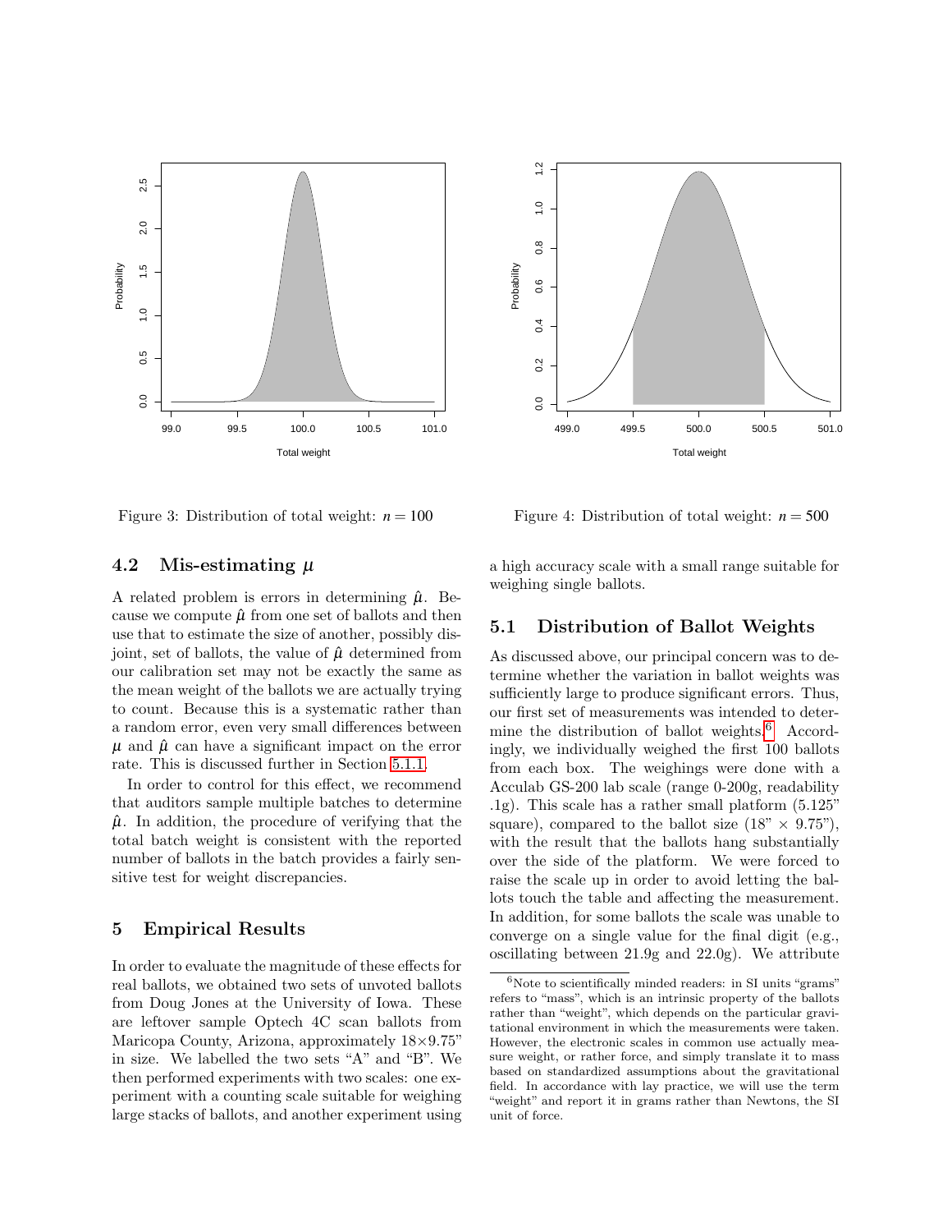Figure 3: Distribution of total weight: $n = 100$

Figure 4: Distribution of total weight: $n = 500$

### 4.2 Mis-estimating $\mu$

A related problem is errors in determining $\hat{\mu}$. Because we compute $\hat{\mu}$ from one set of ballots and then use that to estimate the size of another, possibly disjoint, set of ballots, the value of $\hat{\mu}$ determined from our calibration set may not be exactly the same as the mean weight of the ballots we are actually trying to count. Because this is a systematic rather than a random error, even very small differences between $\mu$ and $\hat{\mu}$ can have a significant impact on the error rate. This is discussed further in Section 5.1.1.

In order to control for this effect, we recommend that auditors sample multiple batches to determine $\hat{\mu}$. In addition, the procedure of verifying that the total batch weight is consistent with the reported number of ballots in the batch provides a fairly sensitive test for weight discrepancies.

## 5 Empirical Results

In order to evaluate the magnitude of these effects for real ballots, we obtained two sets of unvoted ballots from Doug Jones at the University of Iowa. These are leftover sample Optech 4C scan ballots from Maricopa County, Arizona, approximately 18×9.75" in size. We labelled the two sets "A" and "B". We then performed experiments with two scales: one experiment with a counting scale suitable for weighing large stacks of ballots, and another experiment using a high accuracy scale with a small range suitable for weighing single ballots.

### 5.1 Distribution of Ballot Weights

As discussed above, our principal concern was to determine whether the variation in ballot weights was sufficiently large to produce significant errors. Thus, our first set of measurements was intended to determine the distribution of ballot weights.[6] Accordingly, we individually weighed the first 100 ballots from each box. The weighings were done with a Acculab GS-200 lab scale (range 0-200g, readability .1g). This scale has a rather small platform (5.125" square), compared to the ballot size (18" × 9.75"), with the result that the ballots hang substantially over the side of the platform. We were forced to raise the scale up in order to avoid letting the ballots touch the table and affecting the measurement. In addition, for some ballots the scale was unable to converge on a single value for the final digit (e.g., oscillating between 21.9g and 22.0g). We attribute

[6] Note to scientifically minded readers: in SI units "grams" refers to "mass", which is an intrinsic property of the ballots rather than "weight", which depends on the particular gravitational environment in which the measurements were taken. However, the electronic scales in common use actually measure weight, or rather force, and simply translate it to mass based on standardized assumptions about the gravitational field. In accordance with lay practice, we will use the term "weight" and report it in grams rather than Newtons, the SI unit of force.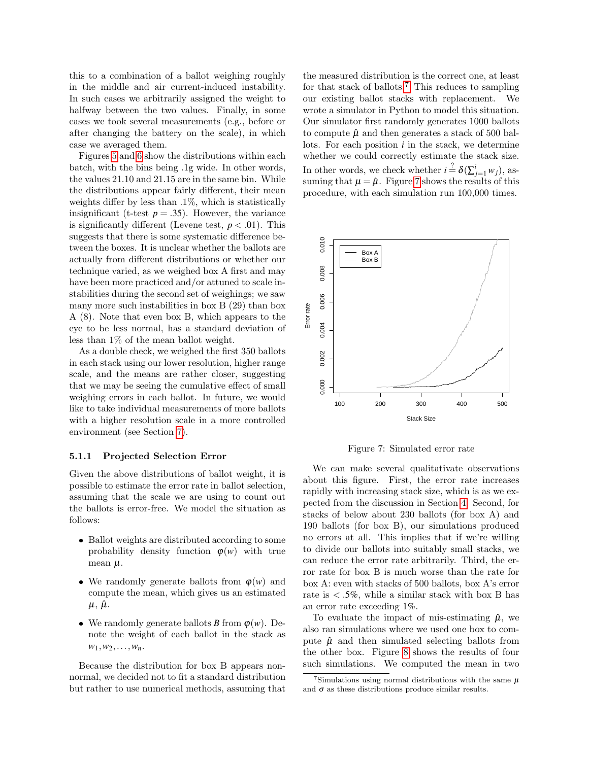this to a combination of a ballot weighing roughly in the middle and air current-induced instability. In such cases we arbitrarily assigned the weight to halfway between the two values. Finally, in some cases we took several measurements (e.g., before or after changing the battery on the scale), in which case we averaged them.

Figures 5 and 6 show the distributions within each batch, with the bins being .1g wide. In other words, the values 21.10 and 21.15 are in the same bin. While the distributions appear fairly different, their mean weights differ by less than .1%, which is statistically insignificant (t-test $p = .35$). However, the variance is significantly different (Levene test, $p < .01$). This suggests that there is some systematic difference between the boxes. It is unclear whether the ballots are actually from different distributions or whether our technique varied, as we weighed box A first and may have been more practiced and/or attuned to scale instabilities during the second set of weighings; we saw many more such instabilities in box B (29) than box A (8). Note that even box B, which appears to the eye to be less normal, has a standard deviation of less than 1% of the mean ballot weight.

As a double check, we weighed the first 350 ballots in each stack using our lower resolution, higher range scale, and the means are rather closer, suggesting that we may be seeing the cumulative effect of small weighing errors in each ballot. In future, we would like to take individual measurements of more ballots with a higher resolution scale in a more controlled environment (see Section 7).

### 5.1.1 Projected Selection Error

Given the above distributions of ballot weight, it is possible to estimate the error rate in ballot selection, assuming that the scale we are using to count out the ballots is error-free. We model the situation as follows:

- Ballot weights are distributed according to some probability density function $\varphi(w)$ with true mean $\mu$.
- We randomly generate ballots from $\varphi(w)$ and compute the mean, which gives us an estimated $\mu$, $\hat{\mu}$.
- We randomly generate ballots $B$ from $\varphi(w)$. Denote the weight of each ballot in the stack as $w_1, w_2, \ldots, w_n$.

Because the distribution for box B appears non-normal, we decided not to fit a standard distribution but rather to use numerical methods, assuming that the measured distribution is the correct one, at least for that stack of ballots.[7] This reduces to sampling our existing ballot stacks with replacement. We wrote a simulator in Python to model this situation. Our simulator first randomly generates 1000 ballots to compute $\hat{\mu}$ and then generates a stack of 500 ballots. For each position $i$ in the stack, we determine whether we could correctly estimate the stack size. In other words, we check whether $i \stackrel{?}{=} \delta(\sum_{j=1}^{i} w_j)$, assuming that $\mu = \hat{\mu}$. Figure 7 shows the results of this procedure, with each simulation run 100,000 times.

Figure 7: Simulated error rate

We can make several qualitatative observations about this figure. First, the error rate increases rapidly with increasing stack size, which is as we expected from the discussion in Section 4. Second, for stacks of below about 230 ballots (for box A) and 190 ballots (for box B), our simulations produced no errors at all. This implies that if we're willing to divide our ballots into suitably small stacks, we can reduce the error rate arbitrarily. Third, the error rate for box B is much worse than the rate for box A: even with stacks of 500 ballots, box A's error rate is $< .5\%$, while a similar stack with box B has an error rate exceeding 1%.

To evaluate the impact of mis-estimating $\hat{\mu}$, we also ran simulations where we used one box to compute $\hat{\mu}$ and then simulated selecting ballots from the other box. Figure 8 shows the results of four such simulations. We computed the mean in two

[7] Simulations using normal distributions with the same $\mu$ and $\sigma$ as these distributions produce similar results.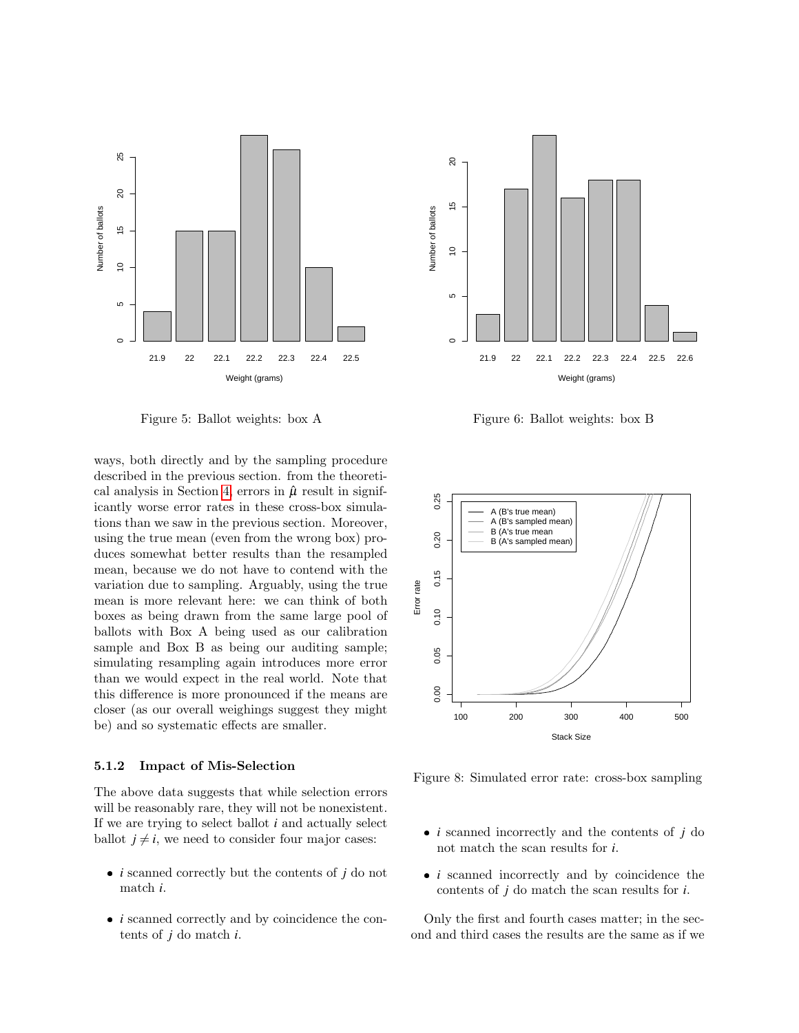Figure 5: Ballot weights: box A

Figure 6: Ballot weights: box B

ways, both directly and by the sampling procedure described in the previous section. from the theoretical analysis in Section 4, errors in $\hat{\mu}$ result in significantly worse error rates in these cross-box simulations than we saw in the previous section. Moreover, using the true mean (even from the wrong box) produces somewhat better results than the resampled mean, because we do not have to contend with the variation due to sampling. Arguably, using the true mean is more relevant here: we can think of both boxes as being drawn from the same large pool of ballots with Box A being used as our calibration sample and Box B as being our auditing sample; simulating resampling again introduces more error than we would expect in the real world. Note that this difference is more pronounced if the means are closer (as our overall weighings suggest they might be) and so systematic effects are smaller.

Figure 8: Simulated error rate: cross-box sampling

#### 5.1.2 Impact of Mis-Selection

The above data suggests that while selection errors will be reasonably rare, they will not be nonexistent. If we are trying to select ballot $i$ and actually select ballot $j \neq i$, we need to consider four major cases:

- $i$ scanned correctly but the contents of $j$ do not match $i$.
- $i$ scanned correctly and by coincidence the contents of $j$ do match $i$.
- $i$ scanned incorrectly and the contents of $j$ do not match the scan results for $i$.
- $i$ scanned incorrectly and by coincidence the contents of $j$ do match the scan results for $i$.

Only the first and fourth cases matter; in the second and third cases the results are the same as if we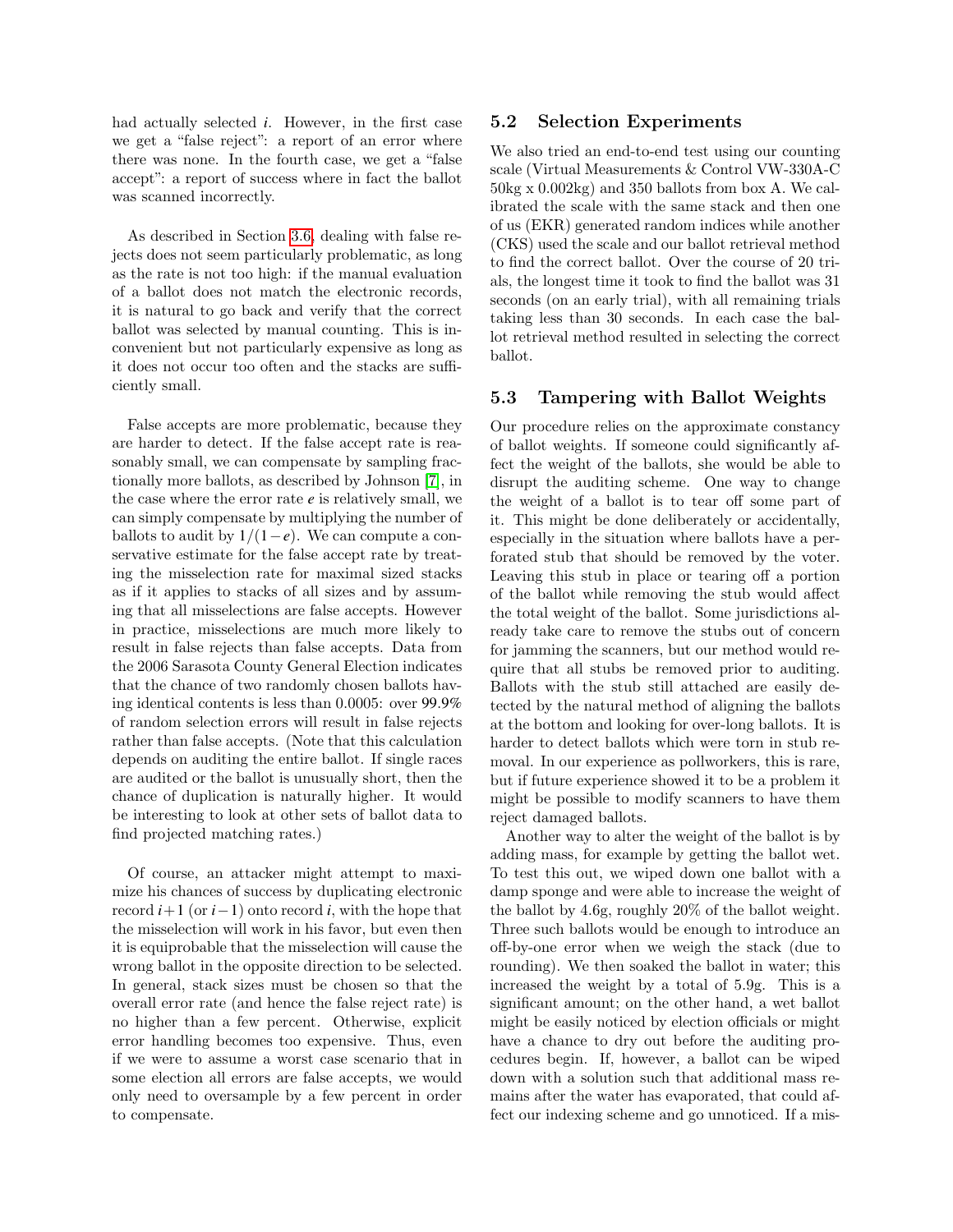had actually selected $i$. However, in the first case we get a “false reject”: a report of an error where there was none. In the fourth case, we get a “false accept”: a report of success where in fact the ballot was scanned incorrectly.

As described in Section 3.6, dealing with false rejects does not seem particularly problematic, as long as the rate is not too high: if the manual evaluation of a ballot does not match the electronic records, it is natural to go back and verify that the correct ballot was selected by manual counting. This is inconvenient but not particularly expensive as long as it does not occur too often and the stacks are sufficiently small.

False accepts are more problematic, because they are harder to detect. If the false accept rate is reasonably small, we can compensate by sampling fractionally more ballots, as described by Johnson [7], in the case where the error rate $e$ is relatively small, we can simply compensate by multiplying the number of ballots to audit by $1/(1-e)$. We can compute a conservative estimate for the false accept rate by treating the misselection rate for maximal sized stacks as if it applies to stacks of all sizes and by assuming that all misselections are false accepts. However in practice, misselections are much more likely to result in false rejects than false accepts. Data from the 2006 Sarasota County General Election indicates that the chance of two randomly chosen ballots having identical contents is less than 0.0005: over 99.9% of random selection errors will result in false rejects rather than false accepts. (Note that this calculation depends on auditing the entire ballot. If single races are audited or the ballot is unusually short, then the chance of duplication is naturally higher. It would be interesting to look at other sets of ballot data to find projected matching rates.)

Of course, an attacker might attempt to maximize his chances of success by duplicating electronic record $i+1$ (or $i-1$) onto record $i$, with the hope that the misselection will work in his favor, but even then it is equiprobable that the misselection will cause the wrong ballot in the opposite direction to be selected. In general, stack sizes must be chosen so that the overall error rate (and hence the false reject rate) is no higher than a few percent. Otherwise, explicit error handling becomes too expensive. Thus, even if we were to assume a worst case scenario that in some election all errors are false accepts, we would only need to oversample by a few percent in order to compensate.

## 5.2 Selection Experiments

We also tried an end-to-end test using our counting scale (Virtual Measurements & Control VW-330A-C 50kg x 0.002kg) and 350 ballots from box A. We calibrated the scale with the same stack and then one of us (EKR) generated random indices while another (CKS) used the scale and our ballot retrieval method to find the correct ballot. Over the course of 20 trials, the longest time it took to find the ballot was 31 seconds (on an early trial), with all remaining trials taking less than 30 seconds. In each case the ballot retrieval method resulted in selecting the correct ballot.

## 5.3 Tampering with Ballot Weights

Our procedure relies on the approximate constancy of ballot weights. If someone could significantly affect the weight of the ballots, she would be able to disrupt the auditing scheme. One way to change the weight of a ballot is to tear off some part of it. This might be done deliberately or accidentally, especially in the situation where ballots have a perforated stub that should be removed by the voter. Leaving this stub in place or tearing off a portion of the ballot while removing the stub would affect the total weight of the ballot. Some jurisdictions already take care to remove the stubs out of concern for jamming the scanners, but our method would require that all stubs be removed prior to auditing. Ballots with the stub still attached are easily detected by the natural method of aligning the ballots at the bottom and looking for over-long ballots. It is harder to detect ballots which were torn in stub removal. In our experience as pollworkers, this is rare, but if future experience showed it to be a problem it might be possible to modify scanners to have them reject damaged ballots.

Another way to alter the weight of the ballot is by adding mass, for example by getting the ballot wet. To test this out, we wiped down one ballot with a damp sponge and were able to increase the weight of the ballot by 4.6g, roughly 20% of the ballot weight. Three such ballots would be enough to introduce an off-by-one error when we weigh the stack (due to rounding). We then soaked the ballot in water; this increased the weight by a total of 5.9g. This is a significant amount; on the other hand, a wet ballot might be easily noticed by election officials or might have a chance to dry out before the auditing procedures begin. If, however, a ballot can be wiped down with a solution such that additional mass remains after the water has evaporated, that could affect our indexing scheme and go unnoticed. If a mis-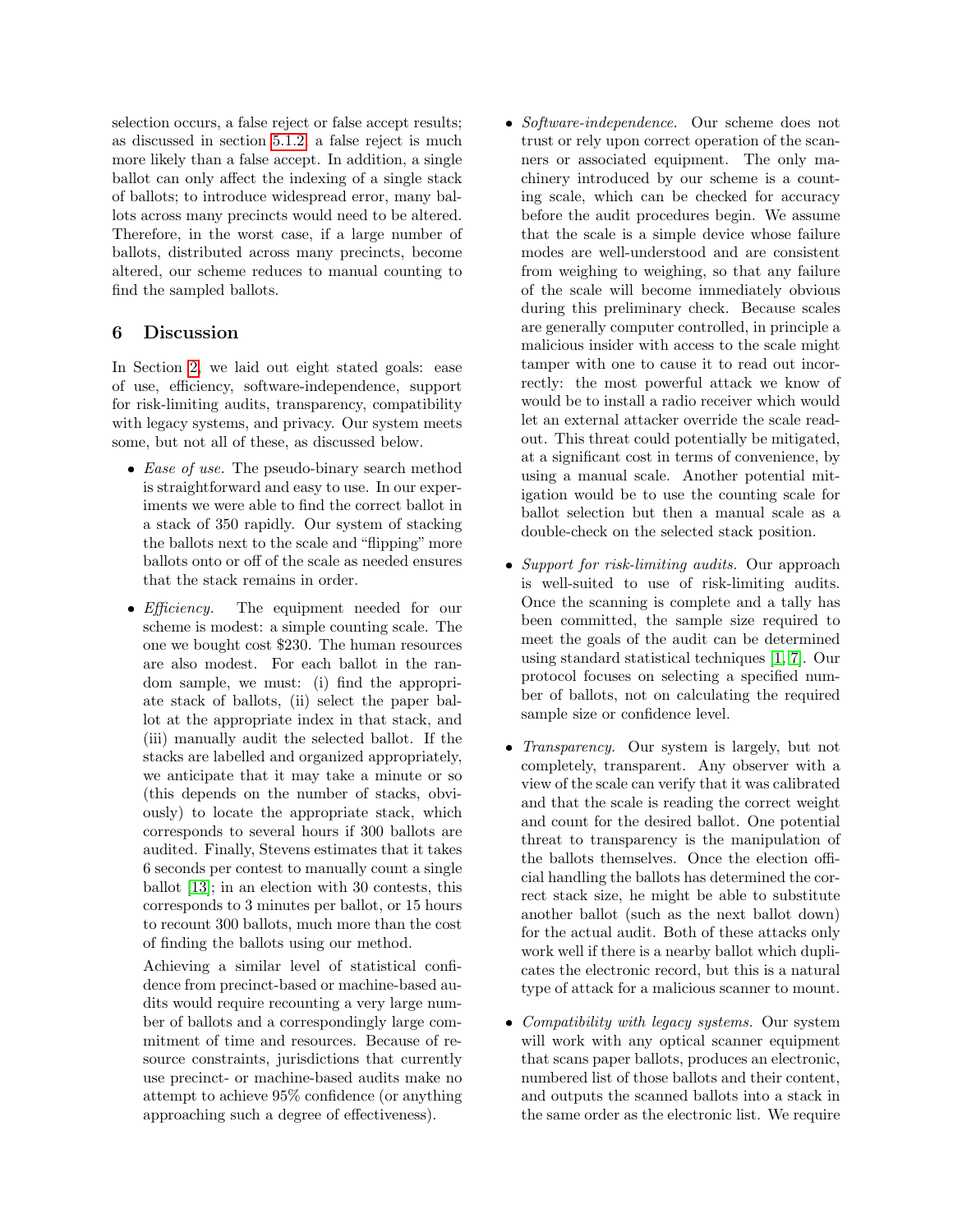selection occurs, a false reject or false accept results; as discussed in section 5.1.2, a false reject is much more likely than a false accept. In addition, a single ballot can only affect the indexing of a single stack of ballots; to introduce widespread error, many ballots across many precincts would need to be altered. Therefore, in the worst case, if a large number of ballots, distributed across many precincts, become altered, our scheme reduces to manual counting to find the sampled ballots.

## 6 Discussion

In Section 2, we laid out eight stated goals: ease of use, efficiency, software-independence, support for risk-limiting audits, transparency, compatibility with legacy systems, and privacy. Our system meets some, but not all of these, as discussed below.

- *Ease of use.* The pseudo-binary search method is straightforward and easy to use. In our experiments we were able to find the correct ballot in a stack of 350 rapidly. Our system of stacking the ballots next to the scale and "flipping" more ballots onto or off of the scale as needed ensures that the stack remains in order.

- *Efficiency.* The equipment needed for our scheme is modest: a simple counting scale. The one we bought cost $230. The human resources are also modest. For each ballot in the random sample, we must: (i) find the appropriate stack of ballots, (ii) select the paper ballot at the appropriate index in that stack, and (iii) manually audit the selected ballot. If the stacks are labelled and organized appropriately, we anticipate that it may take a minute or so (this depends on the number of stacks, obviously) to locate the appropriate stack, which corresponds to several hours if 300 ballots are audited. Finally, Stevens estimates that it takes 6 seconds per contest to manually count a single ballot [13]; in an election with 30 contests, this corresponds to 3 minutes per ballot, or 15 hours to recount 300 ballots, much more than the cost of finding the ballots using our method.

  Achieving a similar level of statistical confidence from precinct-based or machine-based audits would require recounting a very large number of ballots and a correspondingly large commitment of time and resources. Because of resource constraints, jurisdictions that currently use precinct- or machine-based audits make no attempt to achieve 95% confidence (or anything approaching such a degree of effectiveness).

- *Software-independence.* Our scheme does not trust or rely upon correct operation of the scanners or associated equipment. The only machinery introduced by our scheme is a counting scale, which can be checked for accuracy before the audit procedures begin. We assume that the scale is a simple device whose failure modes are well-understood and are consistent from weighing to weighing, so that any failure of the scale will become immediately obvious during this preliminary check. Because scales are generally computer controlled, in principle a malicious insider with access to the scale might tamper with one to cause it to read out incorrectly: the most powerful attack we know of would be to install a radio receiver which would let an external attacker override the scale readout. This threat could potentially be mitigated, at a significant cost in terms of convenience, by using a manual scale. Another potential mitigation would be to use the counting scale for ballot selection but then a manual scale as a double-check on the selected stack position.

- *Support for risk-limiting audits.* Our approach is well-suited to use of risk-limiting audits. Once the scanning is complete and a tally has been committed, the sample size required to meet the goals of the audit can be determined using standard statistical techniques [1, 7]. Our protocol focuses on selecting a specified number of ballots, not on calculating the required sample size or confidence level.

- *Transparency.* Our system is largely, but not completely, transparent. Any observer with a view of the scale can verify that it was calibrated and that the scale is reading the correct weight and count for the desired ballot. One potential threat to transparency is the manipulation of the ballots themselves. Once the election official handling the ballots has determined the correct stack size, he might be able to substitute another ballot (such as the next ballot down) for the actual audit. Both of these attacks only work well if there is a nearby ballot which duplicates the electronic record, but this is a natural type of attack for a malicious scanner to mount.

- *Compatibility with legacy systems.* Our system will work with any optical scanner equipment that scans paper ballots, produces an electronic, numbered list of those ballots and their content, and outputs the scanned ballots into a stack in the same order as the electronic list. We require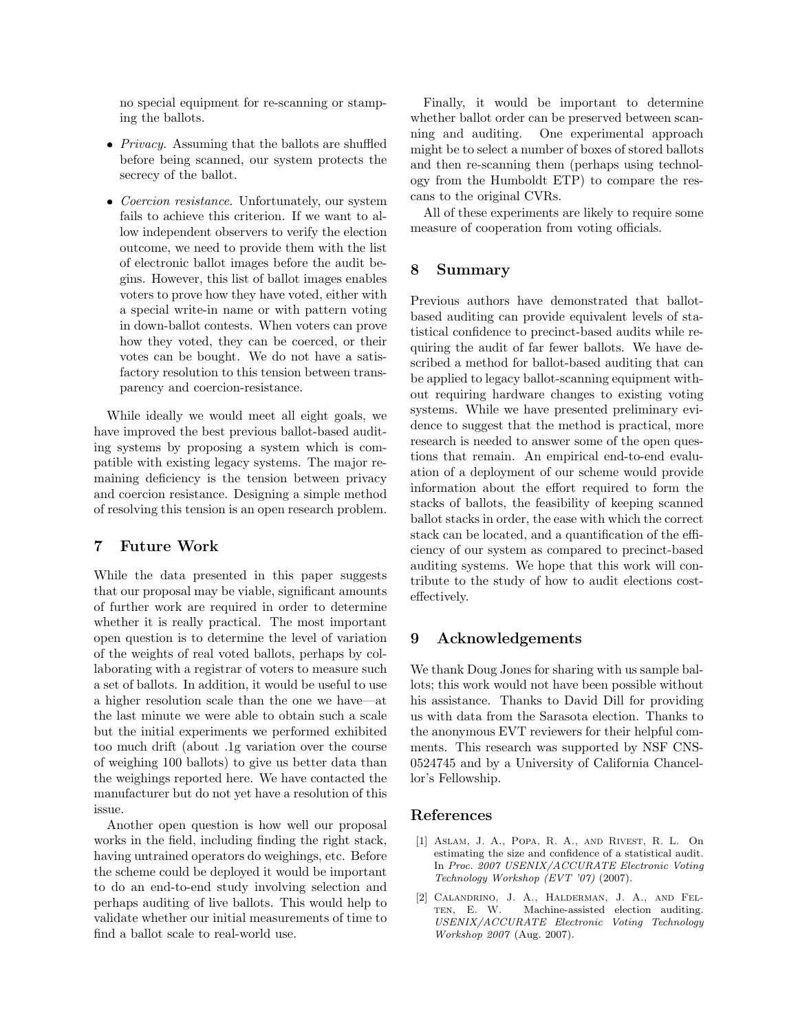no special equipment for re-scanning or stamping the ballots.

- *Privacy.* Assuming that the ballots are shuffled before being scanned, our system protects the secrecy of the ballot.
- *Coercion resistance.* Unfortunately, our system fails to achieve this criterion. If we want to allow independent observers to verify the election outcome, we need to provide them with the list of electronic ballot images before the audit begins. However, this list of ballot images enables voters to prove how they have voted, either with a special write-in name or with pattern voting in down-ballot contests. When voters can prove how they voted, they can be coerced, or their votes can be bought. We do not have a satisfactory resolution to this tension between transparency and coercion-resistance.

While ideally we would meet all eight goals, we have improved the best previous ballot-based auditing systems by proposing a system which is compatible with existing legacy systems. The major remaining deficiency is the tension between privacy and coercion resistance. Designing a simple method of resolving this tension is an open research problem.

## 7 Future Work

While the data presented in this paper suggests that our proposal may be viable, significant amounts of further work are required in order to determine whether it is really practical. The most important open question is to determine the level of variation of the weights of real voted ballots, perhaps by collaborating with a registrar of voters to measure such a set of ballots. In addition, it would be useful to use a higher resolution scale than the one we have—at the last minute we were able to obtain such a scale but the initial experiments we performed exhibited too much drift (about .1g variation over the course of weighing 100 ballots) to give us better data than the weighings reported here. We have contacted the manufacturer but do not yet have a resolution of this issue.

Another open question is how well our proposal works in the field, including finding the right stack, having untrained operators do weighings, etc. Before the scheme could be deployed it would be important to do an end-to-end study involving selection and perhaps auditing of live ballots. This would help to validate whether our initial measurements of time to find a ballot scale to real-world use.

Finally, it would be important to determine whether ballot order can be preserved between scanning and auditing. One experimental approach might be to select a number of boxes of stored ballots and then re-scanning them (perhaps using technology from the Humboldt ETP) to compare the rescans to the original CVRs.

All of these experiments are likely to require some measure of cooperation from voting officials.

## 8 Summary

Previous authors have demonstrated that ballot-based auditing can provide equivalent levels of statistical confidence to precinct-based audits while requiring the audit of far fewer ballots. We have described a method for ballot-based auditing that can be applied to legacy ballot-scanning equipment without requiring hardware changes to existing voting systems. While we have presented preliminary evidence to suggest that the method is practical, more research is needed to answer some of the open questions that remain. An empirical end-to-end evaluation of a deployment of our scheme would provide information about the effort required to form the stacks of ballots, the feasibility of keeping scanned ballot stacks in order, the ease with which the correct stack can be located, and a quantification of the efficiency of our system as compared to precinct-based auditing systems. We hope that this work will contribute to the study of how to audit elections cost-effectively.

## 9 Acknowledgements

We thank Doug Jones for sharing with us sample ballots; this work would not have been possible without his assistance. Thanks to David Dill for providing us with data from the Sarasota election. Thanks to the anonymous EVT reviewers for their helpful comments. This research was supported by NSF CNS-0524745 and by a University of California Chancellor's Fellowship.

## References

[1] Aslam, J. A., Popa, R. A., and Rivest, R. L. On estimating the size and confidence of a statistical audit. In *Proc. 2007 USENIX/ACCURATE Electronic Voting Technology Workshop (EVT '07)* (2007).

[2] Calandrino, J. A., Halderman, J. A., and Felten, E. W. Machine-assisted election auditing. *USENIX/ACCURATE Electronic Voting Technology Workshop 2007* (Aug. 2007).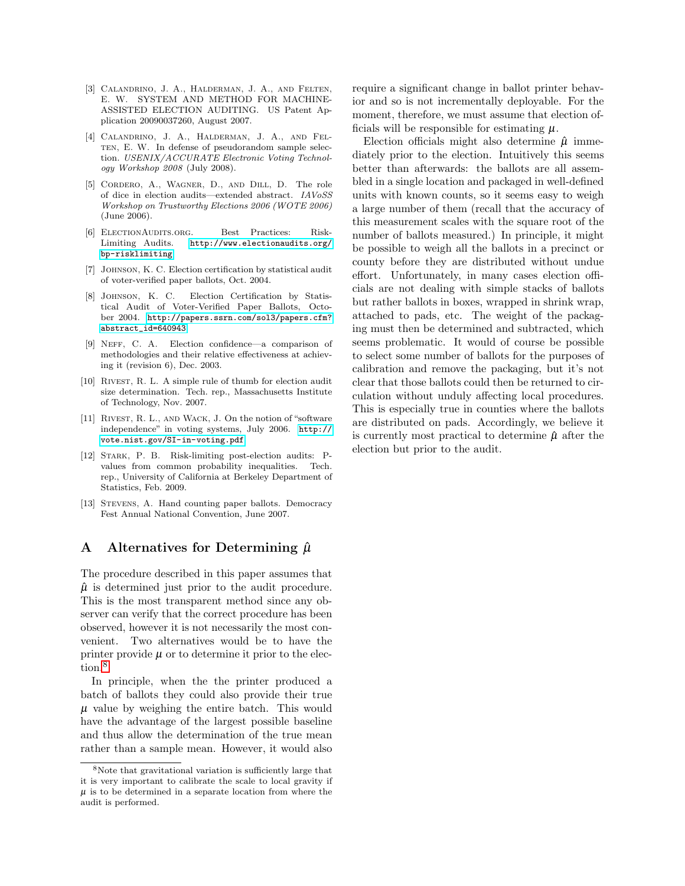[3] Calandrino, J. A., Halderman, J. A., and Felten, E. W. SYSTEM AND METHOD FOR MACHINE-ASSISTED ELECTION AUDITING. US Patent Application 20090037260, August 2007.

[4] Calandrino, J. A., Halderman, J. A., and Felten, E. W. In defense of pseudorandom sample selection. *USENIX/ACCURATE Electronic Voting Technology Workshop 2008* (July 2008).

[5] Cordero, A., Wagner, D., and Dill, D. The role of dice in election audits—extended abstract. *IAVoSS Workshop on Trustworthy Elections 2006 (WOTE 2006)* (June 2006).

[6] ElectionAudits.org. Best Practices: Risk-Limiting Audits. http://www.electionaudits.org/bp-risklimiting.

[7] Johnson, K. C. Election certification by statistical audit of voter-verified paper ballots, Oct. 2004.

[8] Johnson, K. C. Election Certification by Statistical Audit of Voter-Verified Paper Ballots, October 2004. http://papers.ssrn.com/sol3/papers.cfm?abstract_id=640943.

[9] Neff, C. A. Election confidence—a comparison of methodologies and their relative effectiveness at achieving it (revision 6), Dec. 2003.

[10] Rivest, R. L. A simple rule of thumb for election audit size determination. Tech. rep., Massachusetts Institute of Technology, Nov. 2007.

[11] Rivest, R. L., and Wack, J. On the notion of "software independence" in voting systems, July 2006. http://vote.nist.gov/SI-in-voting.pdf.

[12] Stark, P. B. Risk-limiting post-election audits: P-values from common probability inequalities. Tech. rep., University of California at Berkeley Department of Statistics, Feb. 2009.

[13] Stevens, A. Hand counting paper ballots. Democracy Fest Annual National Convention, June 2007.

# A Alternatives for Determining $\hat{\mu}$

The procedure described in this paper assumes that $\hat{\mu}$ is determined just prior to the audit procedure. This is the most transparent method since any observer can verify that the correct procedure has been observed, however it is not necessarily the most convenient. Two alternatives would be to have the printer provide $\mu$ or to determine it prior to the election.[8]

In principle, when the the printer produced a batch of ballots they could also provide their true $\mu$ value by weighing the entire batch. This would have the advantage of the largest possible baseline and thus allow the determination of the true mean rather than a sample mean. However, it would also require a significant change in ballot printer behavior and so is not incrementally deployable. For the moment, therefore, we must assume that election officials will be responsible for estimating $\mu$.

Election officials might also determine $\hat{\mu}$ immediately prior to the election. Intuitively this seems better than afterwards: the ballots are all assembled in a single location and packaged in well-defined units with known counts, so it seems easy to weigh a large number of them (recall that the accuracy of this measurement scales with the square root of the number of ballots measured.) In principle, it might be possible to weigh all the ballots in a precinct or county before they are distributed without undue effort. Unfortunately, in many cases election officials are not dealing with simple stacks of ballots but rather ballots in boxes, wrapped in shrink wrap, attached to pads, etc. The weight of the packaging must then be determined and subtracted, which seems problematic. It would of course be possible to select some number of ballots for the purposes of calibration and remove the packaging, but it's not clear that those ballots could then be returned to circulation without unduly affecting local procedures. This is especially true in counties where the ballots are distributed on pads. Accordingly, we believe it is currently most practical to determine $\hat{\mu}$ after the election but prior to the audit.

[8] Note that gravitational variation is sufficiently large that it is very important to calibrate the scale to local gravity if $\mu$ is to be determined in a separate location from where the audit is performed.